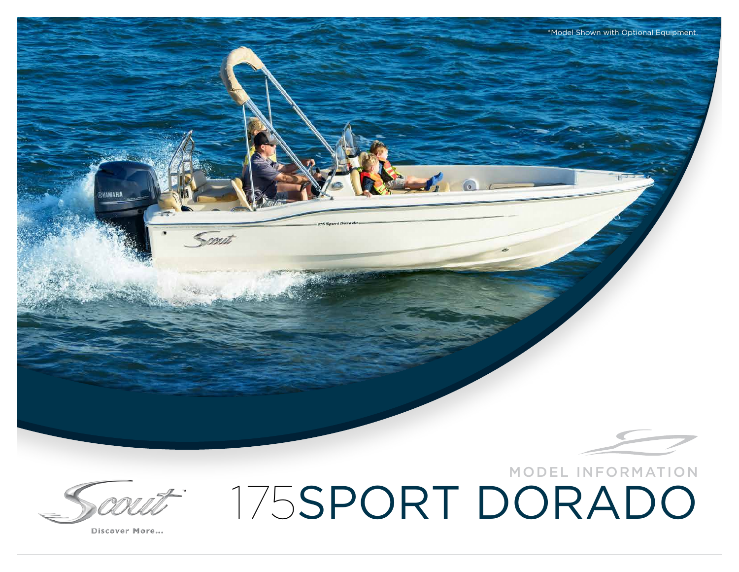*Model Shown with Optional Equipment.

MODEL INFORMATION

# 175SPORT DORADO

Scout™

Discover More...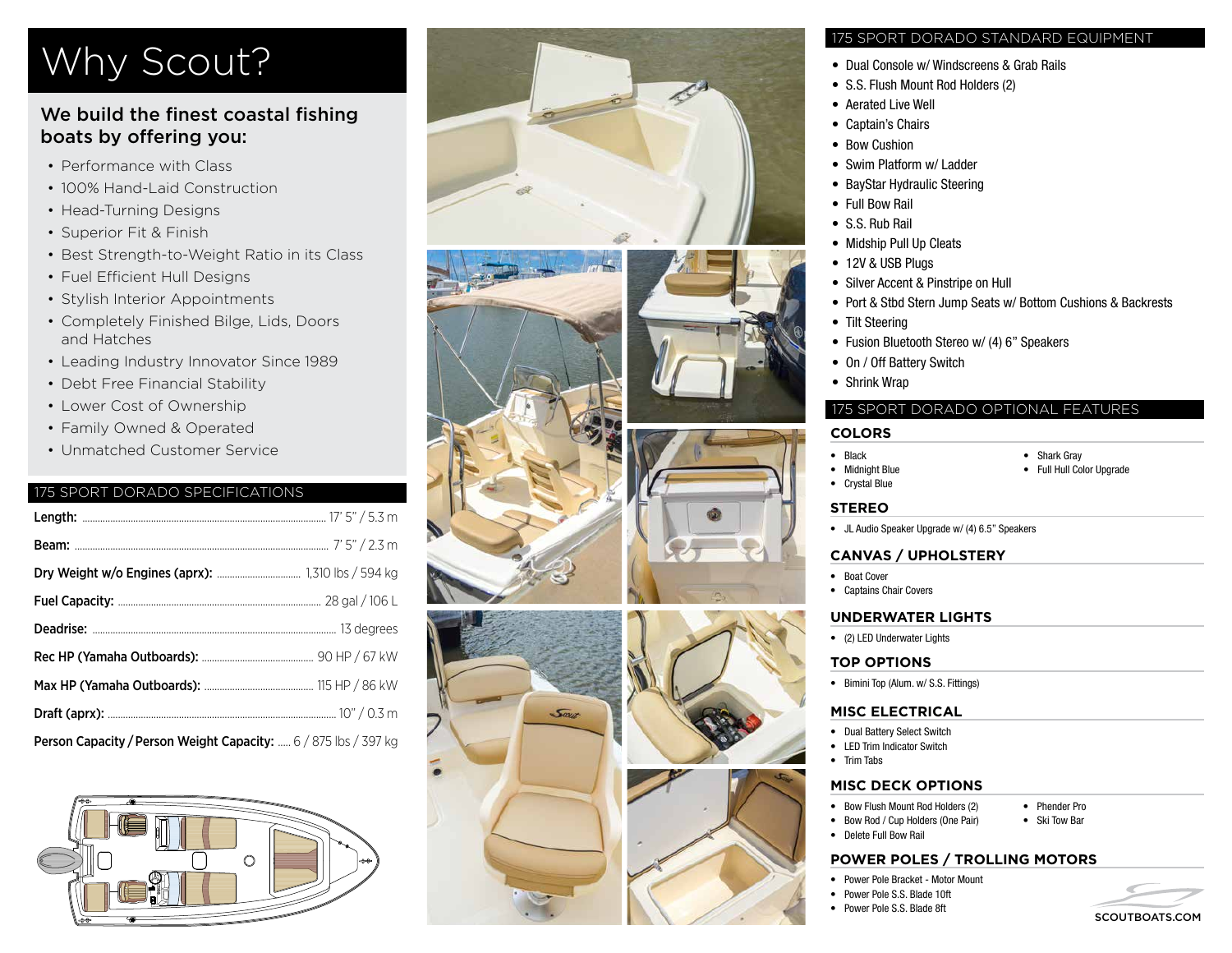# Why Scout?

## We build the finest coastal fishing boats by offering you:

- Performance with Class
- 100% Hand-Laid Construction
- Head-Turning Designs
- Superior Fit & Finish
- Best Strength-to-Weight Ratio in its Class
- Fuel Efficient Hull Designs
- Stylish Interior Appointments
- Completely Finished Bilge, Lids, Doors and Hatches
- Leading Industry Innovator Since 1989
- Debt Free Financial Stability
- Lower Cost of Ownership
- Family Owned & Operated
- Unmatched Customer Service

## 175 SPORT DORADO SPECIFICATIONS

| | |
|---|---|
| **Length:** | 17' 5" / 5.3 m |
| **Beam:** | 7' 5" / 2.3 m |
| **Dry Weight w/o Engines (aprx):** | 1,310 lbs / 594 kg |
| **Fuel Capacity:** | 28 gal / 106 L |
| **Deadrise:** | 13 degrees |
| **Rec HP (Yamaha Outboards):** | 90 HP / 67 kW |
| **Max HP (Yamaha Outboards):** | 115 HP / 86 kW |
| **Draft (aprx):** | 10" / 0.3 m |
| **Person Capacity / Person Weight Capacity:** | 6 / 875 lbs / 397 kg |

## 175 SPORT DORADO STANDARD EQUIPMENT

- Dual Console w/ Windscreens & Grab Rails
- S.S. Flush Mount Rod Holders (2)
- Aerated Live Well
- Captain's Chairs
- Bow Cushion
- Swim Platform w/ Ladder
- BayStar Hydraulic Steering
- Full Bow Rail
- S.S. Rub Rail
- Midship Pull Up Cleats
- 12V & USB Plugs
- Silver Accent & Pinstripe on Hull
- Port & Stbd Stern Jump Seats w/ Bottom Cushions & Backrests
- Tilt Steering
- Fusion Bluetooth Stereo w/ (4) 6" Speakers
- On / Off Battery Switch
- Shrink Wrap

## 175 SPORT DORADO OPTIONAL FEATURES

### COLORS

- Black
- Midnight Blue
- Crystal Blue
- Shark Gray
- Full Hull Color Upgrade

### STEREO

- JL Audio Speaker Upgrade w/ (4) 6.5" Speakers

### CANVAS / UPHOLSTERY

- Boat Cover
- Captains Chair Covers

### UNDERWATER LIGHTS

- (2) LED Underwater Lights

### TOP OPTIONS

- Bimini Top (Alum. w/ S.S. Fittings)

### MISC ELECTRICAL

- Dual Battery Select Switch
- LED Trim Indicator Switch
- Trim Tabs

### MISC DECK OPTIONS

- Bow Flush Mount Rod Holders (2)
- Bow Rod / Cup Holders (One Pair)
- Delete Full Bow Rail
- Phender Pro
- Ski Tow Bar

### POWER POLES / TROLLING MOTORS

- Power Pole Bracket - Motor Mount
- Power Pole S.S. Blade 10ft
- Power Pole S.S. Blade 8ft

SCOUTBOATS.COM